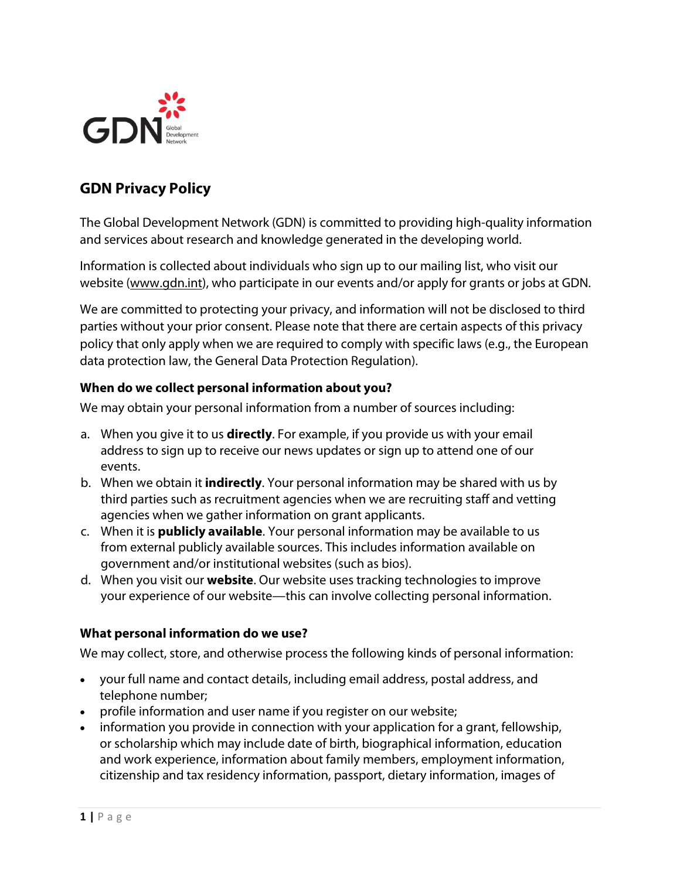# GDN Privacy Policy

The Global Development Network (GDN) is committed to providing high-quality information and services about research and knowledge generated in the developing world.

Information is collected about individuals who sign up to our mailing list, who visit our website (www.gdn.int), who participate in our events and/or apply for grants or jobs at GDN.

We are committed to protecting your privacy, and information will not be disclosed to third parties without your prior consent. Please note that there are certain aspects of this privacy policy that only apply when we are required to comply with specific laws (e.g., the European data protection law, the General Data Protection Regulation).

### When do we collect personal information about you?

We may obtain your personal information from a number of sources including:

a. When you give it to us **directly**. For example, if you provide us with your email address to sign up to receive our news updates or sign up to attend one of our events.
b. When we obtain it **indirectly**. Your personal information may be shared with us by third parties such as recruitment agencies when we are recruiting staff and vetting agencies when we gather information on grant applicants.
c. When it is **publicly available**. Your personal information may be available to us from external publicly available sources. This includes information available on government and/or institutional websites (such as bios).
d. When you visit our **website**. Our website uses tracking technologies to improve your experience of our website—this can involve collecting personal information.

### What personal information do we use?

We may collect, store, and otherwise process the following kinds of personal information:

- your full name and contact details, including email address, postal address, and telephone number;
- profile information and user name if you register on our website;
- information you provide in connection with your application for a grant, fellowship, or scholarship which may include date of birth, biographical information, education and work experience, information about family members, employment information, citizenship and tax residency information, passport, dietary information, images of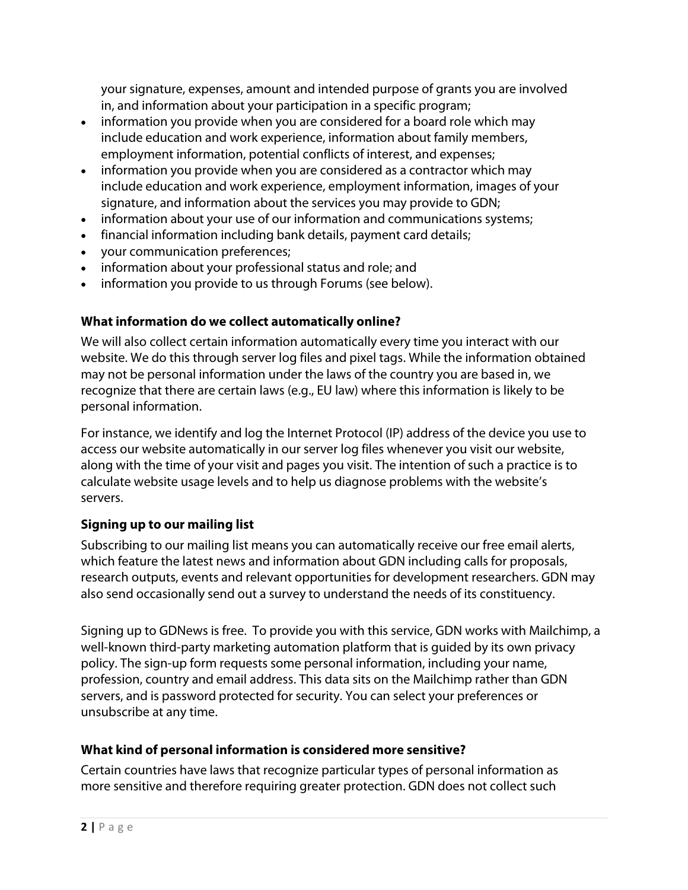your signature, expenses, amount and intended purpose of grants you are involved in, and information about your participation in a specific program;

- information you provide when you are considered for a board role which may include education and work experience, information about family members, employment information, potential conflicts of interest, and expenses;
- information you provide when you are considered as a contractor which may include education and work experience, employment information, images of your signature, and information about the services you may provide to GDN;
- information about your use of our information and communications systems;
- financial information including bank details, payment card details;
- your communication preferences;
- information about your professional status and role; and
- information you provide to us through Forums (see below).

**What information do we collect automatically online?**

We will also collect certain information automatically every time you interact with our website. We do this through server log files and pixel tags. While the information obtained may not be personal information under the laws of the country you are based in, we recognize that there are certain laws (e.g., EU law) where this information is likely to be personal information.

For instance, we identify and log the Internet Protocol (IP) address of the device you use to access our website automatically in our server log files whenever you visit our website, along with the time of your visit and pages you visit. The intention of such a practice is to calculate website usage levels and to help us diagnose problems with the website's servers.

**Signing up to our mailing list**

Subscribing to our mailing list means you can automatically receive our free email alerts, which feature the latest news and information about GDN including calls for proposals, research outputs, events and relevant opportunities for development researchers. GDN may also send occasionally send out a survey to understand the needs of its constituency.

Signing up to GDNews is free. To provide you with this service, GDN works with Mailchimp, a well-known third-party marketing automation platform that is guided by its own privacy policy. The sign-up form requests some personal information, including your name, profession, country and email address. This data sits on the Mailchimp rather than GDN servers, and is password protected for security. You can select your preferences or unsubscribe at any time.

**What kind of personal information is considered more sensitive?**

Certain countries have laws that recognize particular types of personal information as more sensitive and therefore requiring greater protection. GDN does not collect such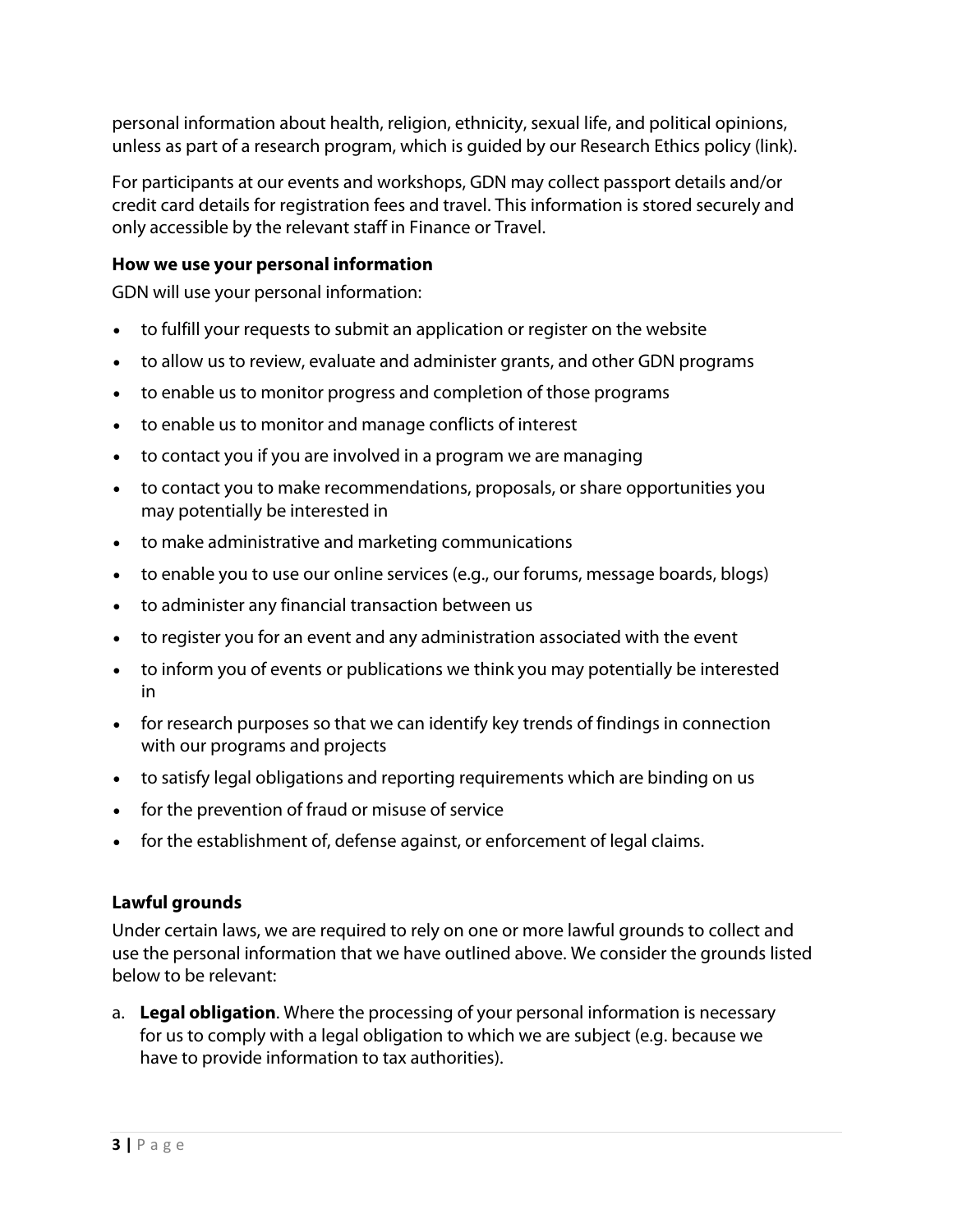personal information about health, religion, ethnicity, sexual life, and political opinions, unless as part of a research program, which is guided by our Research Ethics policy (link).

For participants at our events and workshops, GDN may collect passport details and/or credit card details for registration fees and travel. This information is stored securely and only accessible by the relevant staff in Finance or Travel.

**How we use your personal information**

GDN will use your personal information:

- to fulfill your requests to submit an application or register on the website
- to allow us to review, evaluate and administer grants, and other GDN programs
- to enable us to monitor progress and completion of those programs
- to enable us to monitor and manage conflicts of interest
- to contact you if you are involved in a program we are managing
- to contact you to make recommendations, proposals, or share opportunities you may potentially be interested in
- to make administrative and marketing communications
- to enable you to use our online services (e.g., our forums, message boards, blogs)
- to administer any financial transaction between us
- to register you for an event and any administration associated with the event
- to inform you of events or publications we think you may potentially be interested in
- for research purposes so that we can identify key trends of findings in connection with our programs and projects
- to satisfy legal obligations and reporting requirements which are binding on us
- for the prevention of fraud or misuse of service
- for the establishment of, defense against, or enforcement of legal claims.

**Lawful grounds**

Under certain laws, we are required to rely on one or more lawful grounds to collect and use the personal information that we have outlined above. We consider the grounds listed below to be relevant:

a. **Legal obligation**. Where the processing of your personal information is necessary for us to comply with a legal obligation to which we are subject (e.g. because we have to provide information to tax authorities).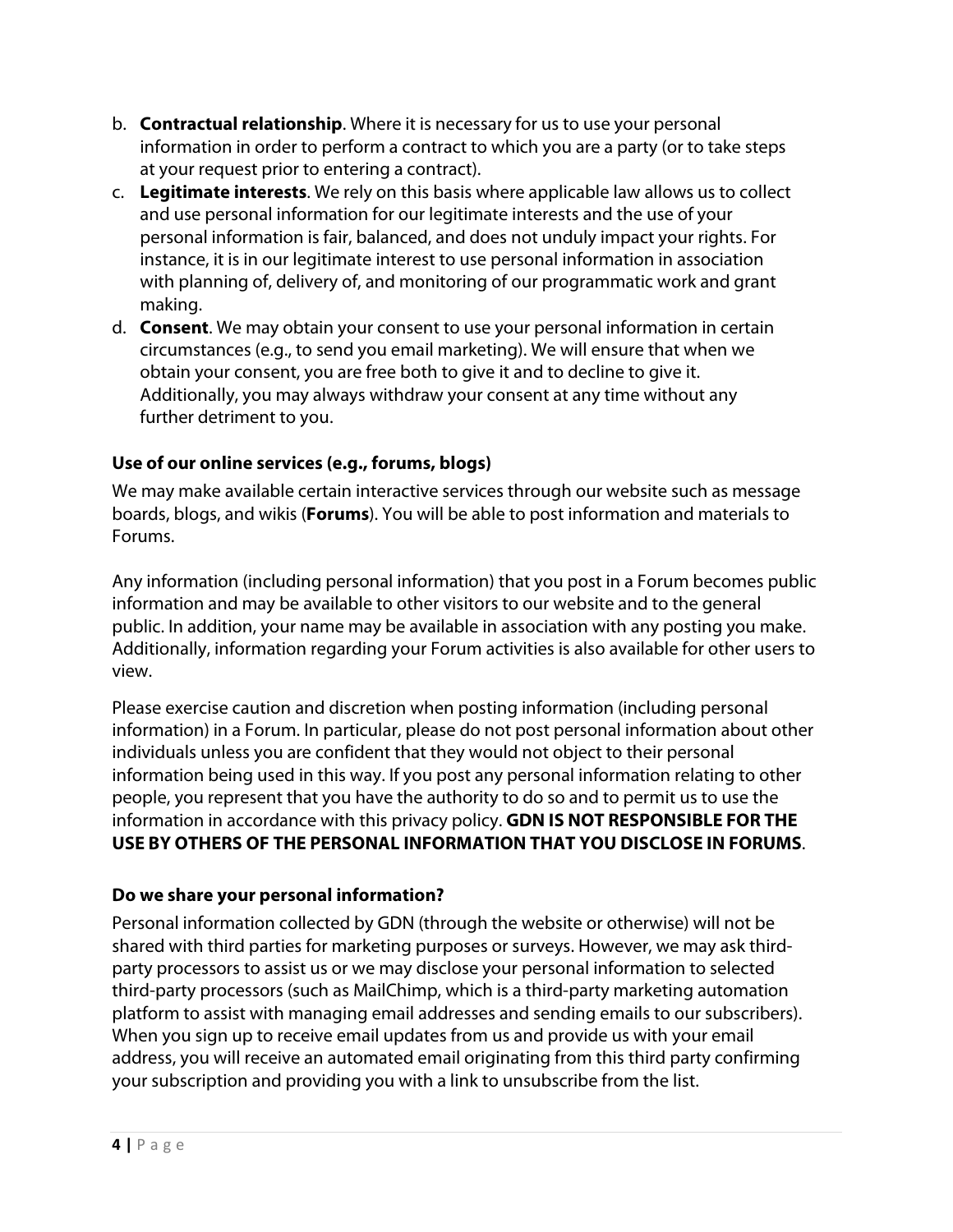b. **Contractual relationship**. Where it is necessary for us to use your personal information in order to perform a contract to which you are a party (or to take steps at your request prior to entering a contract).
c. **Legitimate interests**. We rely on this basis where applicable law allows us to collect and use personal information for our legitimate interests and the use of your personal information is fair, balanced, and does not unduly impact your rights. For instance, it is in our legitimate interest to use personal information in association with planning of, delivery of, and monitoring of our programmatic work and grant making.
d. **Consent**. We may obtain your consent to use your personal information in certain circumstances (e.g., to send you email marketing). We will ensure that when we obtain your consent, you are free both to give it and to decline to give it. Additionally, you may always withdraw your consent at any time without any further detriment to you.

### Use of our online services (e.g., forums, blogs)

We may make available certain interactive services through our website such as message boards, blogs, and wikis (**Forums**). You will be able to post information and materials to Forums.

Any information (including personal information) that you post in a Forum becomes public information and may be available to other visitors to our website and to the general public. In addition, your name may be available in association with any posting you make. Additionally, information regarding your Forum activities is also available for other users to view.

Please exercise caution and discretion when posting information (including personal information) in a Forum. In particular, please do not post personal information about other individuals unless you are confident that they would not object to their personal information being used in this way. If you post any personal information relating to other people, you represent that you have the authority to do so and to permit us to use the information in accordance with this privacy policy. **GDN IS NOT RESPONSIBLE FOR THE USE BY OTHERS OF THE PERSONAL INFORMATION THAT YOU DISCLOSE IN FORUMS**.

### Do we share your personal information?

Personal information collected by GDN (through the website or otherwise) will not be shared with third parties for marketing purposes or surveys. However, we may ask third-party processors to assist us or we may disclose your personal information to selected third-party processors (such as MailChimp, which is a third-party marketing automation platform to assist with managing email addresses and sending emails to our subscribers). When you sign up to receive email updates from us and provide us with your email address, you will receive an automated email originating from this third party confirming your subscription and providing you with a link to unsubscribe from the list.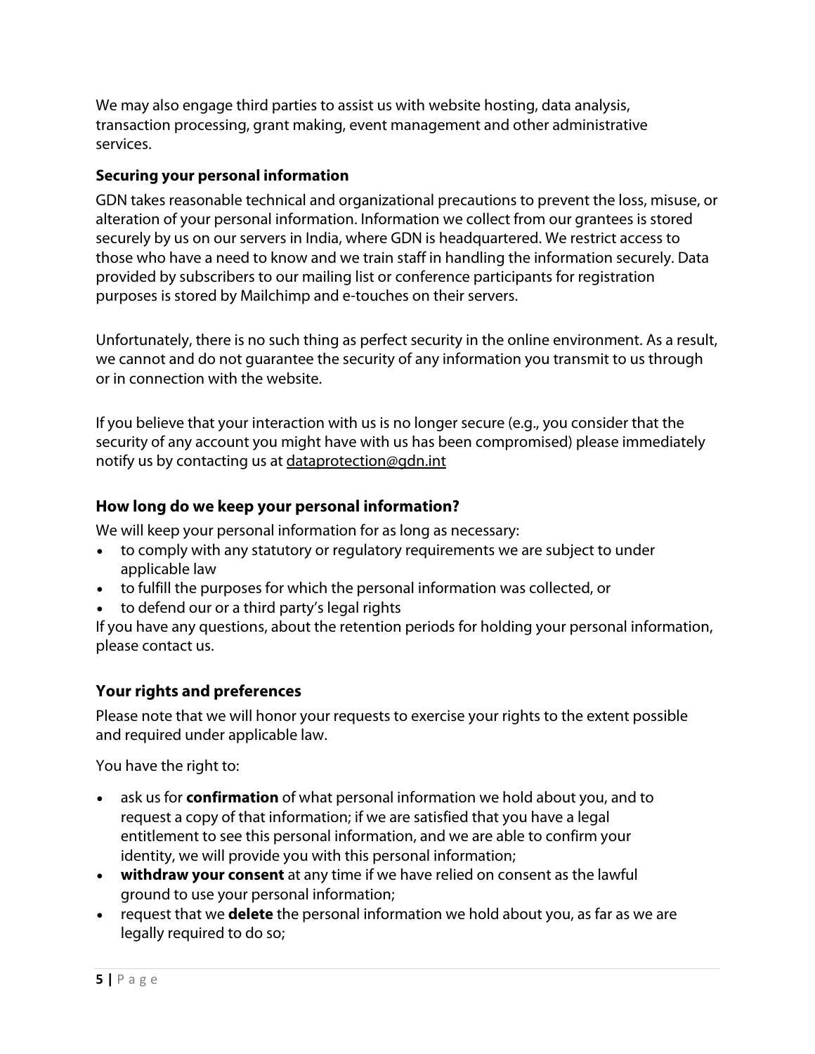We may also engage third parties to assist us with website hosting, data analysis, transaction processing, grant making, event management and other administrative services.

### Securing your personal information

GDN takes reasonable technical and organizational precautions to prevent the loss, misuse, or alteration of your personal information. Information we collect from our grantees is stored securely by us on our servers in India, where GDN is headquartered. We restrict access to those who have a need to know and we train staff in handling the information securely. Data provided by subscribers to our mailing list or conference participants for registration purposes is stored by Mailchimp and e-touches on their servers.

Unfortunately, there is no such thing as perfect security in the online environment. As a result, we cannot and do not guarantee the security of any information you transmit to us through or in connection with the website.

If you believe that your interaction with us is no longer secure (e.g., you consider that the security of any account you might have with us has been compromised) please immediately notify us by contacting us at dataprotection@gdn.int

### How long do we keep your personal information?

We will keep your personal information for as long as necessary:

- to comply with any statutory or regulatory requirements we are subject to under applicable law
- to fulfill the purposes for which the personal information was collected, or
- to defend our or a third party's legal rights

If you have any questions, about the retention periods for holding your personal information, please contact us.

### Your rights and preferences

Please note that we will honor your requests to exercise your rights to the extent possible and required under applicable law.

You have the right to:

- ask us for **confirmation** of what personal information we hold about you, and to request a copy of that information; if we are satisfied that you have a legal entitlement to see this personal information, and we are able to confirm your identity, we will provide you with this personal information;
- **withdraw your consent** at any time if we have relied on consent as the lawful ground to use your personal information;
- request that we **delete** the personal information we hold about you, as far as we are legally required to do so;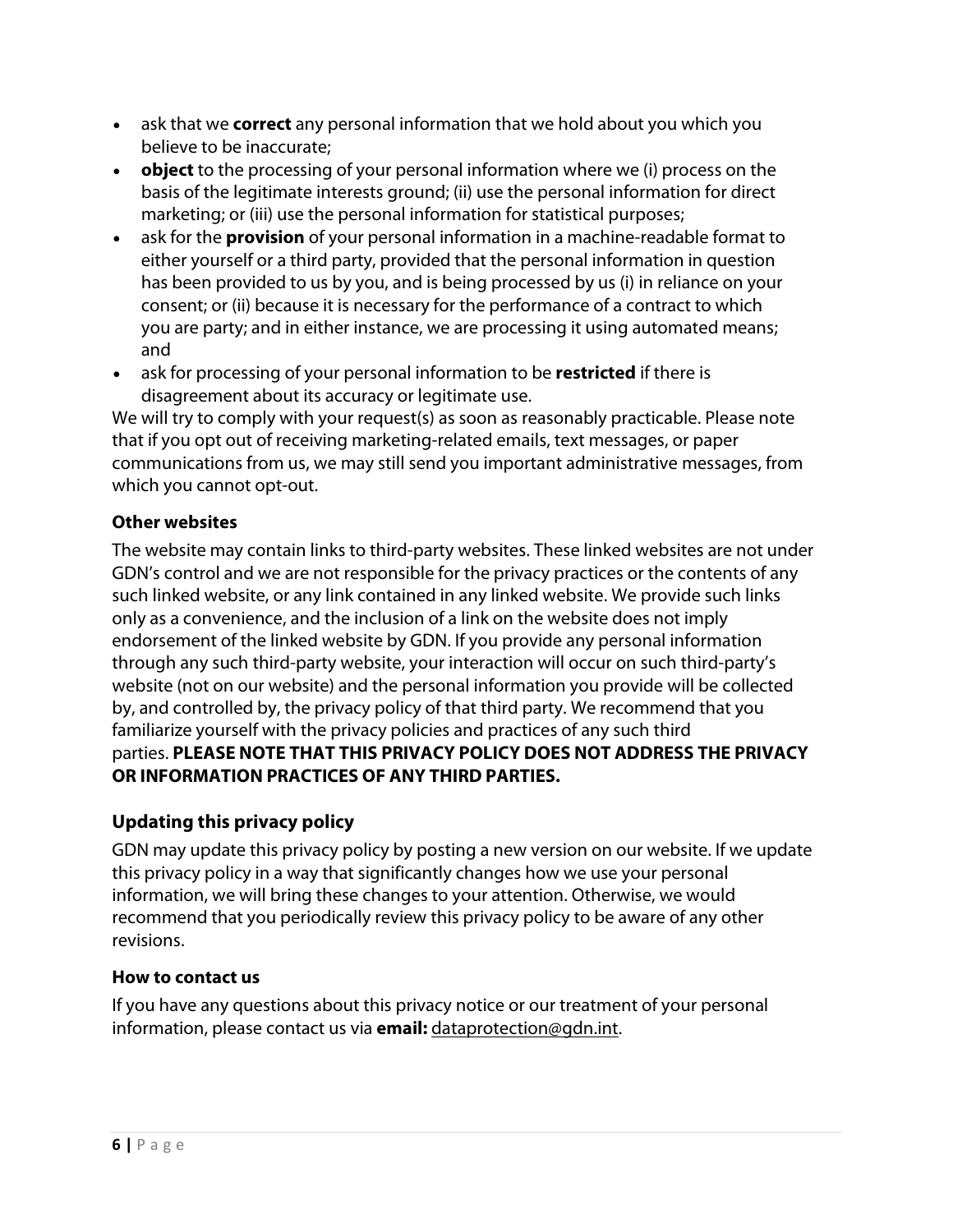- ask that we **correct** any personal information that we hold about you which you believe to be inaccurate;
- **object** to the processing of your personal information where we (i) process on the basis of the legitimate interests ground; (ii) use the personal information for direct marketing; or (iii) use the personal information for statistical purposes;
- ask for the **provision** of your personal information in a machine-readable format to either yourself or a third party, provided that the personal information in question has been provided to us by you, and is being processed by us (i) in reliance on your consent; or (ii) because it is necessary for the performance of a contract to which you are party; and in either instance, we are processing it using automated means; and
- ask for processing of your personal information to be **restricted** if there is disagreement about its accuracy or legitimate use.

We will try to comply with your request(s) as soon as reasonably practicable. Please note that if you opt out of receiving marketing-related emails, text messages, or paper communications from us, we may still send you important administrative messages, from which you cannot opt-out.

### Other websites

The website may contain links to third-party websites. These linked websites are not under GDN's control and we are not responsible for the privacy practices or the contents of any such linked website, or any link contained in any linked website. We provide such links only as a convenience, and the inclusion of a link on the website does not imply endorsement of the linked website by GDN. If you provide any personal information through any such third-party website, your interaction will occur on such third-party's website (not on our website) and the personal information you provide will be collected by, and controlled by, the privacy policy of that third party. We recommend that you familiarize yourself with the privacy policies and practices of any such third parties. **PLEASE NOTE THAT THIS PRIVACY POLICY DOES NOT ADDRESS THE PRIVACY OR INFORMATION PRACTICES OF ANY THIRD PARTIES.**

## Updating this privacy policy

GDN may update this privacy policy by posting a new version on our website. If we update this privacy policy in a way that significantly changes how we use your personal information, we will bring these changes to your attention. Otherwise, we would recommend that you periodically review this privacy policy to be aware of any other revisions.

### How to contact us

If you have any questions about this privacy notice or our treatment of your personal information, please contact us via **email:** dataprotection@gdn.int.